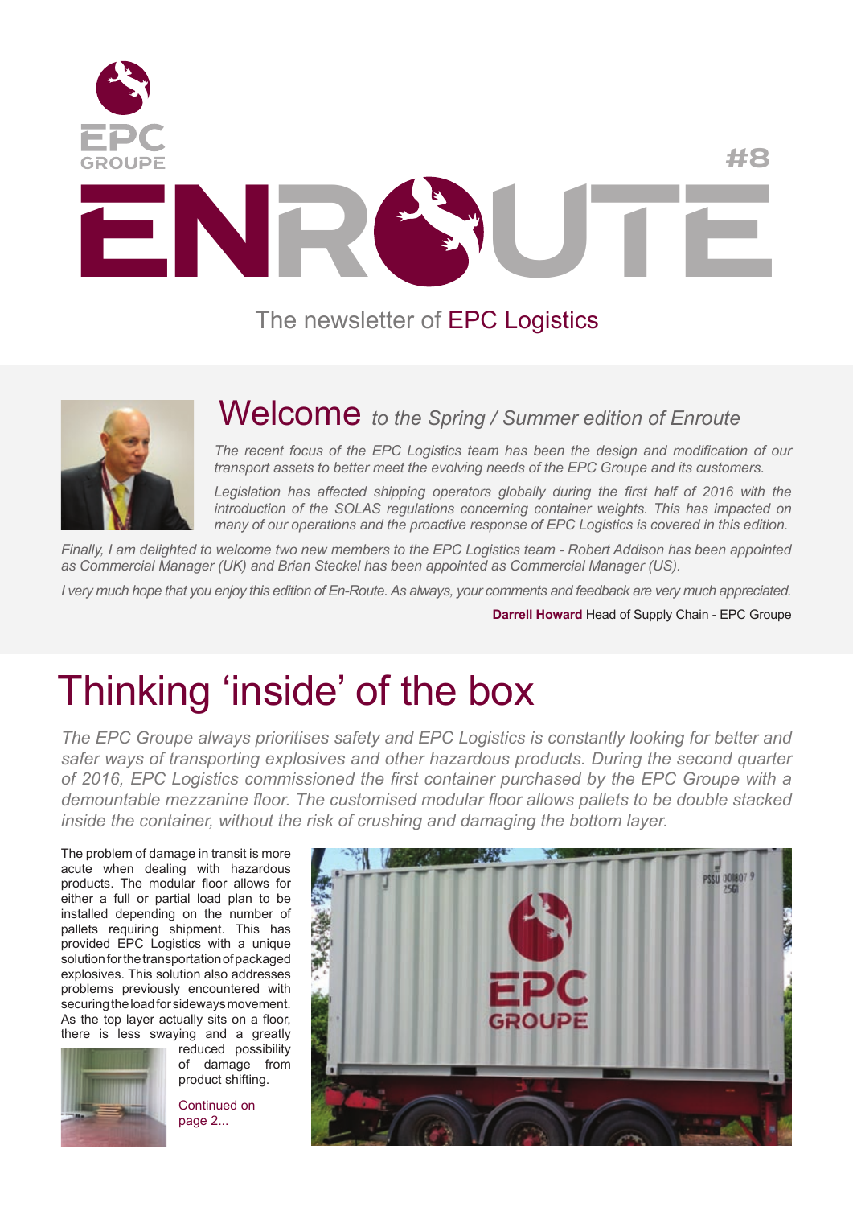EPC GROUPE

# ENROUTE #8

The newsletter of EPC Logistics

## Welcome *to the Spring / Summer edition of Enroute*

*The recent focus of the EPC Logistics team has been the design and modification of our transport assets to better meet the evolving needs of the EPC Groupe and its customers.*

*Legislation has affected shipping operators globally during the first half of 2016 with the introduction of the SOLAS regulations concerning container weights. This has impacted on many of our operations and the proactive response of EPC Logistics is covered in this edition.*

*Finally, I am delighted to welcome two new members to the EPC Logistics team - Robert Addison has been appointed as Commercial Manager (UK) and Brian Steckel has been appointed as Commercial Manager (US).*

*I very much hope that you enjoy this edition of En-Route. As always, your comments and feedback are very much appreciated.*

**Darrell Howard** Head of Supply Chain - EPC Groupe

# Thinking 'inside' of the box

*The EPC Groupe always prioritises safety and EPC Logistics is constantly looking for better and safer ways of transporting explosives and other hazardous products. During the second quarter of 2016, EPC Logistics commissioned the first container purchased by the EPC Groupe with a demountable mezzanine floor. The customised modular floor allows pallets to be double stacked inside the container, without the risk of crushing and damaging the bottom layer.*

The problem of damage in transit is more acute when dealing with hazardous products. The modular floor allows for either a full or partial load plan to be installed depending on the number of pallets requiring shipment. This has provided EPC Logistics with a unique solution for the transportation of packaged explosives. This solution also addresses problems previously encountered with securing the load for sideways movement. As the top layer actually sits on a floor, there is less swaying and a greatly reduced possibility of damage from product shifting.

Continued on page 2...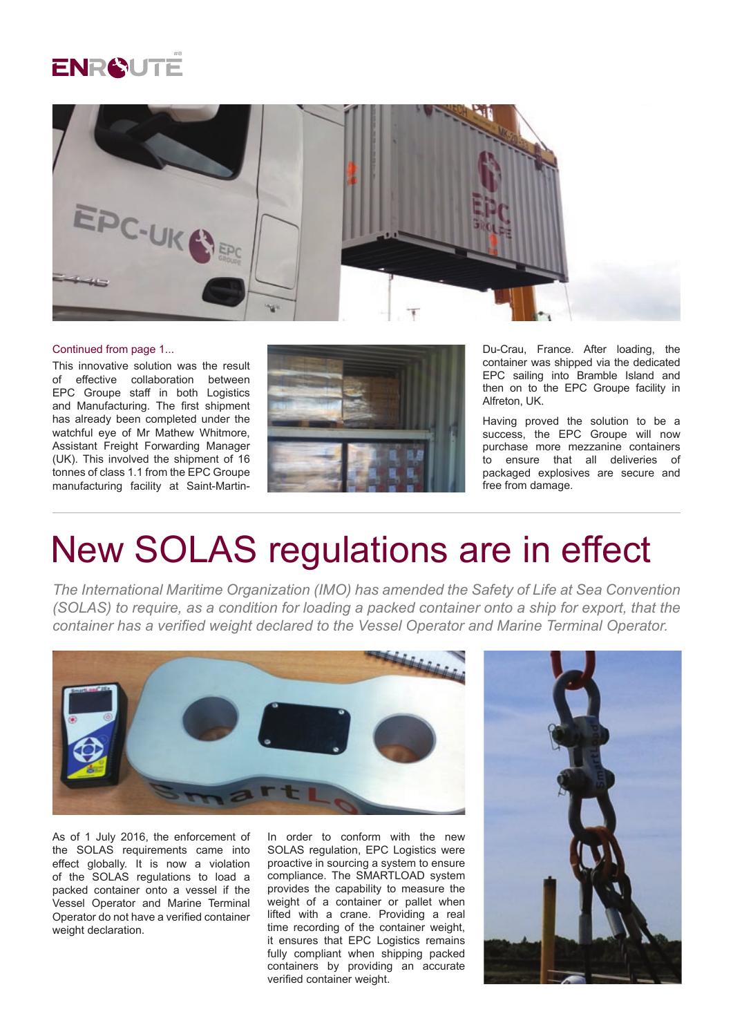Continued from page 1...

This innovative solution was the result of effective collaboration between EPC Groupe staff in both Logistics and Manufacturing. The first shipment has already been completed under the watchful eye of Mr Mathew Whitmore, Assistant Freight Forwarding Manager (UK). This involved the shipment of 16 tonnes of class 1.1 from the EPC Groupe manufacturing facility at Saint-Martin-Du-Crau, France. After loading, the container was shipped via the dedicated EPC sailing into Bramble Island and then on to the EPC Groupe facility in Alfreton, UK.

Having proved the solution to be a success, the EPC Groupe will now purchase more mezzanine containers to ensure that all deliveries of packaged explosives are secure and free from damage.

# New SOLAS regulations are in effect

*The International Maritime Organization (IMO) has amended the Safety of Life at Sea Convention (SOLAS) to require, as a condition for loading a packed container onto a ship for export, that the container has a verified weight declared to the Vessel Operator and Marine Terminal Operator.*

As of 1 July 2016, the enforcement of the SOLAS requirements came into effect globally. It is now a violation of the SOLAS regulations to load a packed container onto a vessel if the Vessel Operator and Marine Terminal Operator do not have a verified container weight declaration.

In order to conform with the new SOLAS regulation, EPC Logistics were proactive in sourcing a system to ensure compliance. The SMARTLOAD system provides the capability to measure the weight of a container or pallet when lifted with a crane. Providing a real time recording of the container weight, it ensures that EPC Logistics remains fully compliant when shipping packed containers by providing an accurate verified container weight.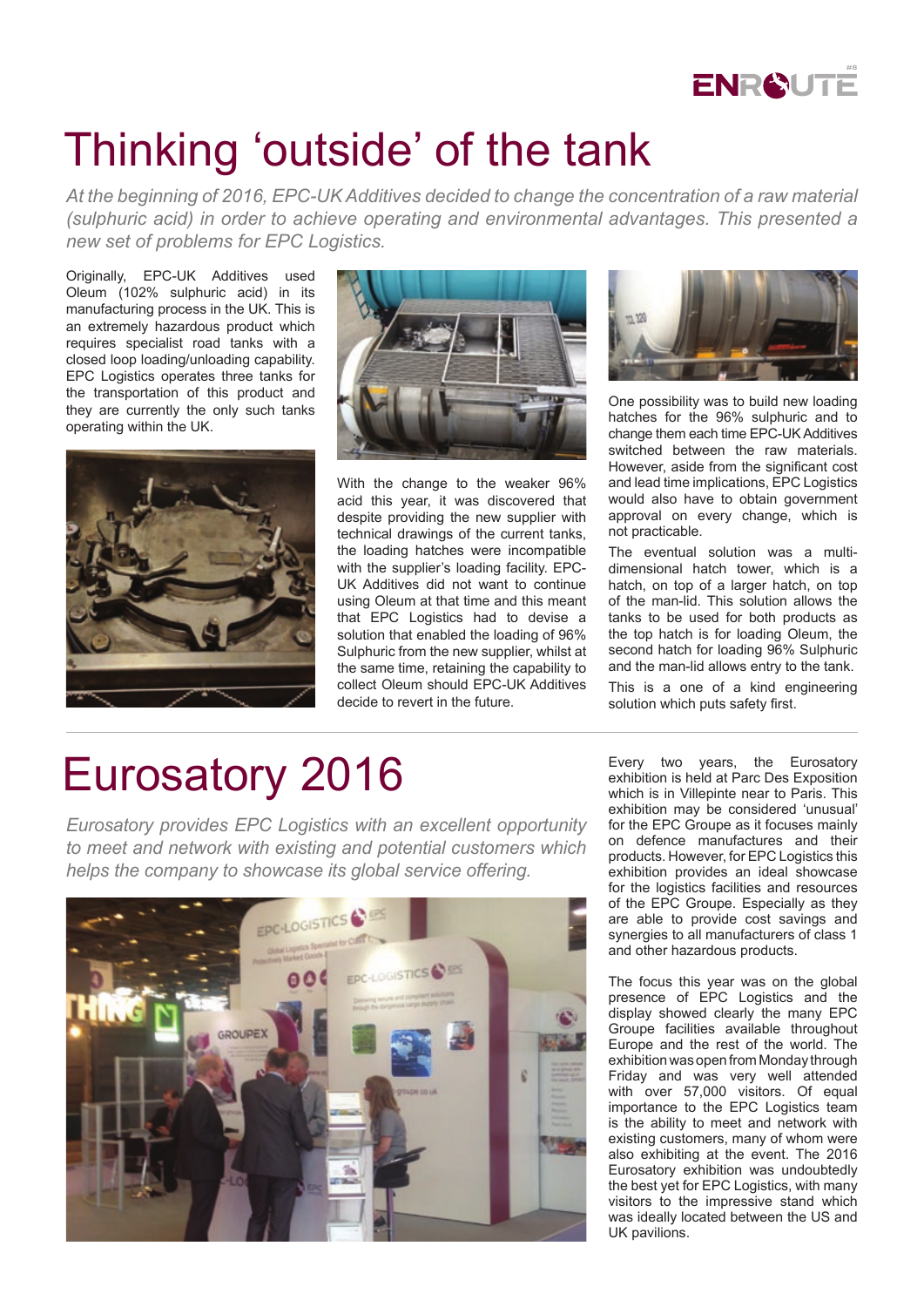# Thinking 'outside' of the tank

*At the beginning of 2016, EPC-UK Additives decided to change the concentration of a raw material (sulphuric acid) in order to achieve operating and environmental advantages. This presented a new set of problems for EPC Logistics.*

Originally, EPC-UK Additives used Oleum (102% sulphuric acid) in its manufacturing process in the UK. This is an extremely hazardous product which requires specialist road tanks with a closed loop loading/unloading capability. EPC Logistics operates three tanks for the transportation of this product and they are currently the only such tanks operating within the UK.

With the change to the weaker 96% acid this year, it was discovered that despite providing the new supplier with technical drawings of the current tanks, the loading hatches were incompatible with the supplier's loading facility. EPC-UK Additives did not want to continue using Oleum at that time and this meant that EPC Logistics had to devise a solution that enabled the loading of 96% Sulphuric from the new supplier, whilst at the same time, retaining the capability to collect Oleum should EPC-UK Additives decide to revert in the future.

One possibility was to build new loading hatches for the 96% sulphuric and to change them each time EPC-UK Additives switched between the raw materials. However, aside from the significant cost and lead time implications, EPC Logistics would also have to obtain government approval on every change, which is not practicable.

The eventual solution was a multi-dimensional hatch tower, which is a hatch, on top of a larger hatch, on top of the man-lid. This solution allows the tanks to be used for both products as the top hatch is for loading Oleum, the second hatch for loading 96% Sulphuric and the man-lid allows entry to the tank.

This is a one of a kind engineering solution which puts safety first.

# Eurosatory 2016

*Eurosatory provides EPC Logistics with an excellent opportunity to meet and network with existing and potential customers which helps the company to showcase its global service offering.*

Every two years, the Eurosatory exhibition is held at Parc Des Exposition which is in Villepinte near to Paris. This exhibition may be considered 'unusual' for the EPC Groupe as it focuses mainly on defence manufactures and their products. However, for EPC Logistics this exhibition provides an ideal showcase for the logistics facilities and resources of the EPC Groupe. Especially as they are able to provide cost savings and synergies to all manufacturers of class 1 and other hazardous products.

The focus this year was on the global presence of EPC Logistics and the display showed clearly the many EPC Groupe facilities available throughout Europe and the rest of the world. The exhibition was open from Monday through Friday and was very well attended with over 57,000 visitors. Of equal importance to the EPC Logistics team is the ability to meet and network with existing customers, many of whom were also exhibiting at the event. The 2016 Eurosatory exhibition was undoubtedly the best yet for EPC Logistics, with many visitors to the impressive stand which was ideally located between the US and UK pavilions.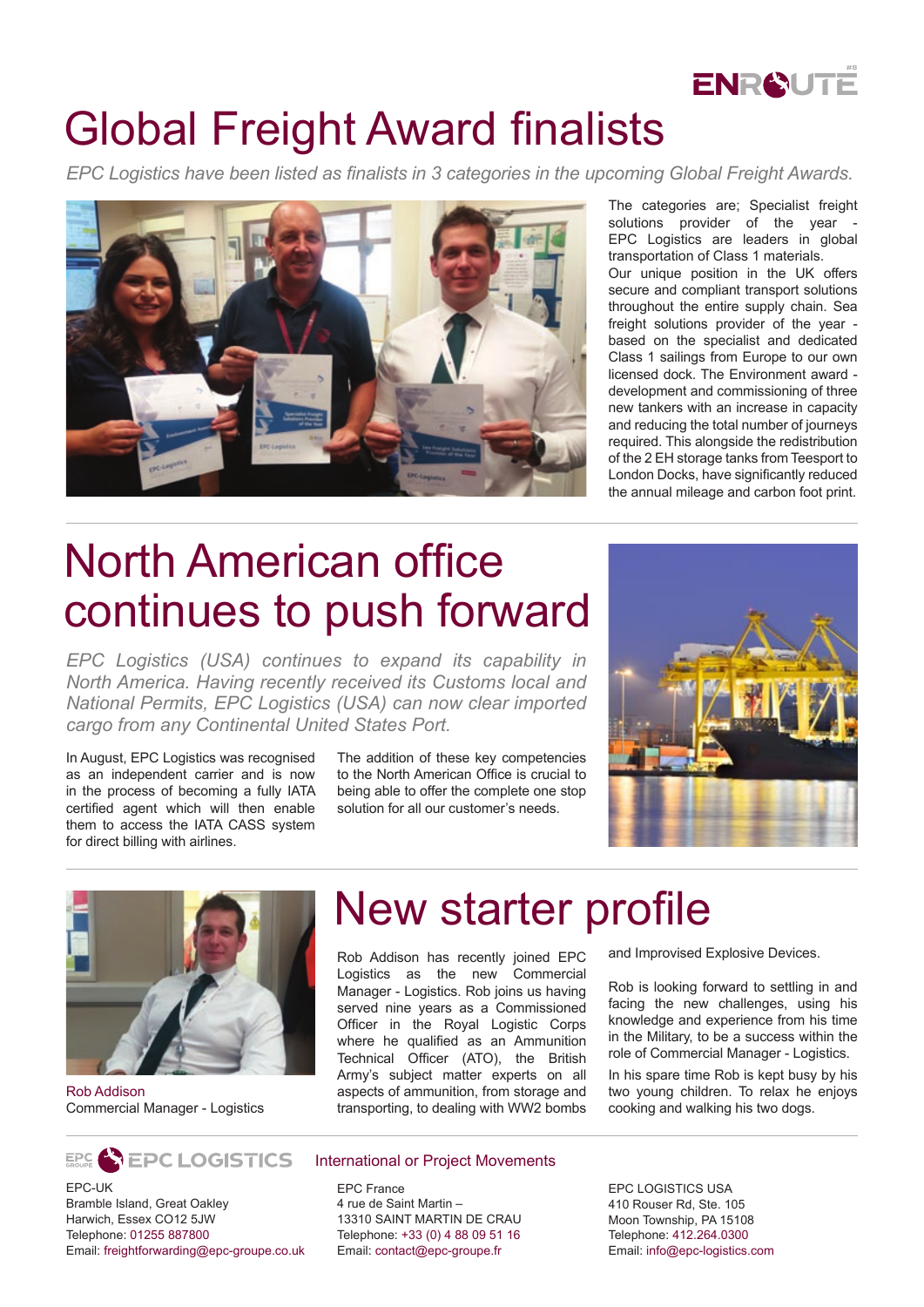# Global Freight Award finalists

*EPC Logistics have been listed as finalists in 3 categories in the upcoming Global Freight Awards.*

The categories are; Specialist freight solutions provider of the year - EPC Logistics are leaders in global transportation of Class 1 materials. Our unique position in the UK offers secure and compliant transport solutions throughout the entire supply chain. Sea freight solutions provider of the year - based on the specialist and dedicated Class 1 sailings from Europe to our own licensed dock. The Environment award - development and commissioning of three new tankers with an increase in capacity and reducing the total number of journeys required. This alongside the redistribution of the 2 EH storage tanks from Teesport to London Docks, have significantly reduced the annual mileage and carbon foot print.

# North American office continues to push forward

*EPC Logistics (USA) continues to expand its capability in North America. Having recently received its Customs local and National Permits, EPC Logistics (USA) can now clear imported cargo from any Continental United States Port.*

In August, EPC Logistics was recognised as an independent carrier and is now in the process of becoming a fully IATA certified agent which will then enable them to access the IATA CASS system for direct billing with airlines.

The addition of these key competencies to the North American Office is crucial to being able to offer the complete one stop solution for all our customer's needs.

# New starter profile

Rob Addison
Commercial Manager - Logistics

Rob Addison has recently joined EPC Logistics as the new Commercial Manager - Logistics. Rob joins us having served nine years as a Commissioned Officer in the Royal Logistic Corps where he qualified as an Ammunition Technical Officer (ATO), the British Army's subject matter experts on all aspects of ammunition, from storage and transporting, to dealing with WW2 bombs and Improvised Explosive Devices.

Rob is looking forward to settling in and facing the new challenges, using his knowledge and experience from his time in the Military, to be a success within the role of Commercial Manager - Logistics.

In his spare time Rob is kept busy by his two young children. To relax he enjoys cooking and walking his two dogs.

EPC LOGISTICS

International or Project Movements

EPC-UK
Bramble Island, Great Oakley
Harwich, Essex CO12 5JW
Telephone: 01255 887800
Email: freightforwarding@epc-groupe.co.uk

EPC France
4 rue de Saint Martin –
13310 SAINT MARTIN DE CRAU
Telephone: +33 (0) 4 88 09 51 16
Email: contact@epc-groupe.fr

EPC LOGISTICS USA
410 Rouser Rd, Ste. 105
Moon Township, PA 15108
Telephone: 412.264.0300
Email: info@epc-logistics.com